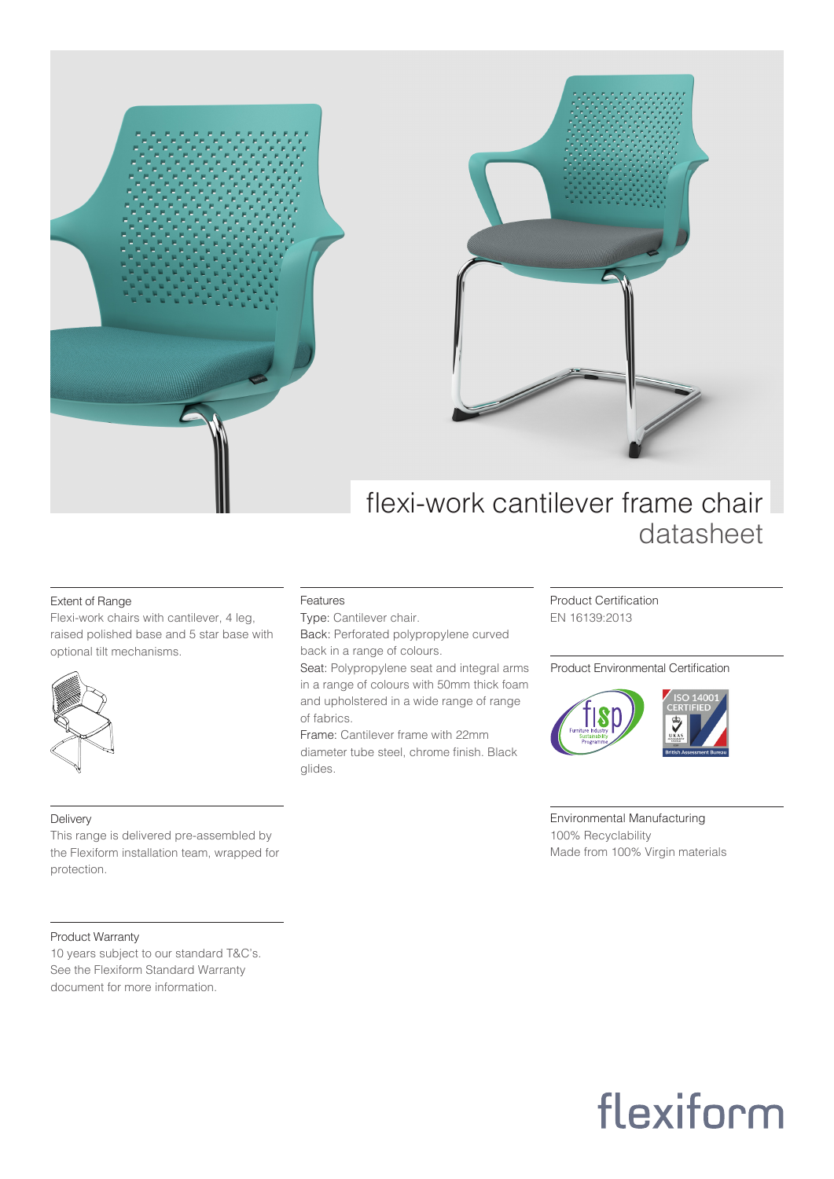# flexi-work cantilever frame chair

## datasheet

### Extent of Range

Flexi-work chairs with cantilever, 4 leg, raised polished base and 5 star base with optional tilt mechanisms.

### Features

Type: Cantilever chair.

Back: Perforated polypropylene curved back in a range of colours.

Seat: Polypropylene seat and integral arms in a range of colours with 50mm thick foam and upholstered in a wide range of range of fabrics.

Frame: Cantilever frame with 22mm diameter tube steel, chrome finish. Black glides.

### Product Certification

EN 16139:2013

### Product Environmental Certification

### Delivery

This range is delivered pre-assembled by the Flexiform installation team, wrapped for protection.

### Environmental Manufacturing

100% Recyclability

Made from 100% Virgin materials

### Product Warranty

10 years subject to our standard T&C's. See the Flexiform Standard Warranty document for more information.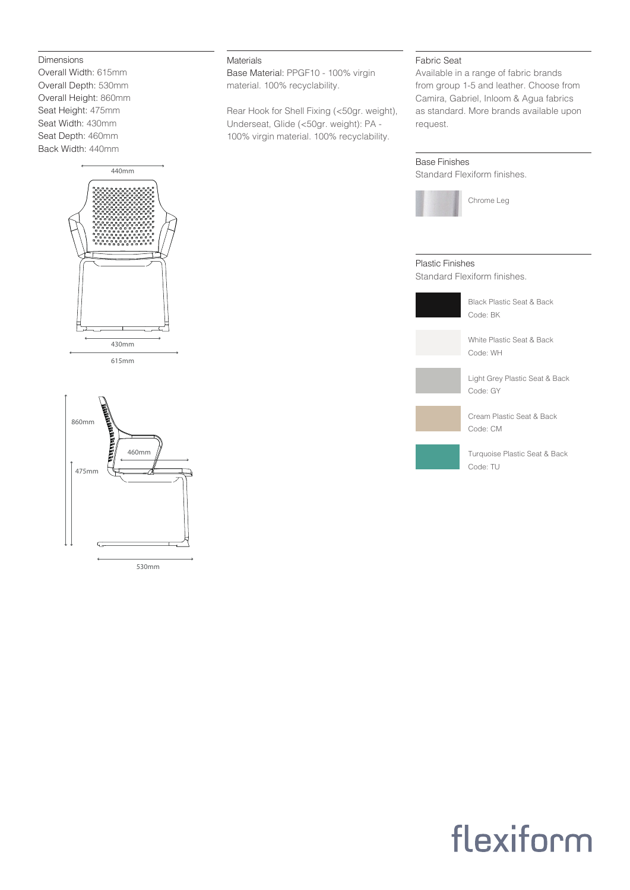## Dimensions

Overall Width: 615mm
Overall Depth: 530mm
Overall Height: 860mm
Seat Height: 475mm
Seat Width: 430mm
Seat Depth: 460mm
Back Width: 440mm

440mm
430mm
615mm

860mm
475mm
460mm
530mm

## Materials

Base Material: PPGF10 - 100% virgin material. 100% recyclability.

Rear Hook for Shell Fixing (<50gr. weight), Underseat, Glide (<50gr. weight): PA - 100% virgin material. 100% recyclability.

## Fabric Seat

Available in a range of fabric brands from group 1-5 and leather. Choose from Camira, Gabriel, Inloom & Agua fabrics as standard. More brands available upon request.

## Base Finishes

Standard Flexiform finishes.

Chrome Leg

## Plastic Finishes

Standard Flexiform finishes.

Black Plastic Seat & Back
Code: BK

White Plastic Seat & Back
Code: WH

Light Grey Plastic Seat & Back
Code: GY

Cream Plastic Seat & Back
Code: CM

Turquoise Plastic Seat & Back
Code: TU

flexiform